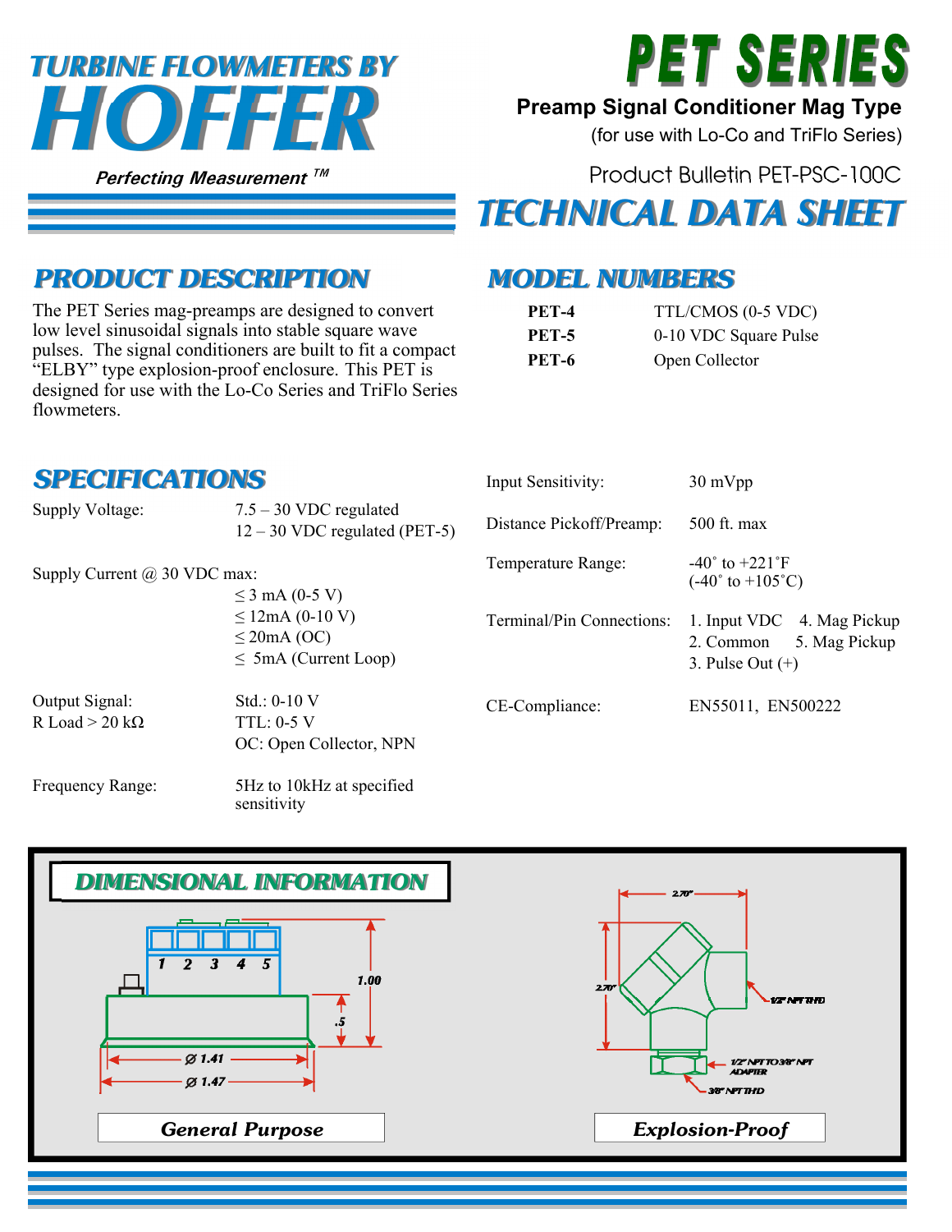# TURBINE FLOWMETERS BY HOFFER

*Perfecting Measurement ™*

# PET SERIES

**Preamp Signal Conditioner Mag Type**

(for use with Lo-Co and TriFlo Series)

Product Bulletin PET-PSC-100C

# TECHNICAL DATA SHEET

## PRODUCT DESCRIPTION

The PET Series mag-preamps are designed to convert low level sinusoidal signals into stable square wave pulses. The signal conditioners are built to fit a compact "ELBY" type explosion-proof enclosure. This PET is designed for use with the Lo-Co Series and TriFlo Series flowmeters.

## MODEL NUMBERS

| | |
|---|---|
| **PET-4** | TTL/CMOS (0-5 VDC) |
| **PET-5** | 0-10 VDC Square Pulse |
| **PET-6** | Open Collector |

## SPECIFICATIONS

| | |
|---|---|
| Supply Voltage: | 7.5 – 30 VDC regulated<br>12 – 30 VDC regulated (PET-5) |
| Supply Current @ 30 VDC max: | ≤ 3 mA (0-5 V)<br>≤ 12mA (0-10 V)<br>≤ 20mA (OC)<br>≤ 5mA (Current Loop) |
| Output Signal:<br>R Load > 20 kΩ | Std.: 0-10 V<br>TTL: 0-5 V<br>OC: Open Collector, NPN |
| Frequency Range: | 5Hz to 10kHz at specified sensitivity |
| Input Sensitivity: | 30 mVpp |
| Distance Pickoff/Preamp: | 500 ft. max |
| Temperature Range: | -40˚ to +221˚F<br>(-40˚ to +105˚C) |
| Terminal/Pin Connections: | 1. Input VDC<br>2. Common<br>3. Pulse Out (+)<br>4. Mag Pickup<br>5. Mag Pickup |
| CE-Compliance: | EN55011, EN500222 |

## DIMENSIONAL INFORMATION

**General Purpose**: 1.00, .5, Ø 1.41, Ø 1.47; terminals 1 2 3 4 5

**Explosion-Proof**: 2.70", 2.70"; 1/2" NPT THD; 1/2" NPT TO 3/8" NPT ADAPTER; 3/8" NPT THD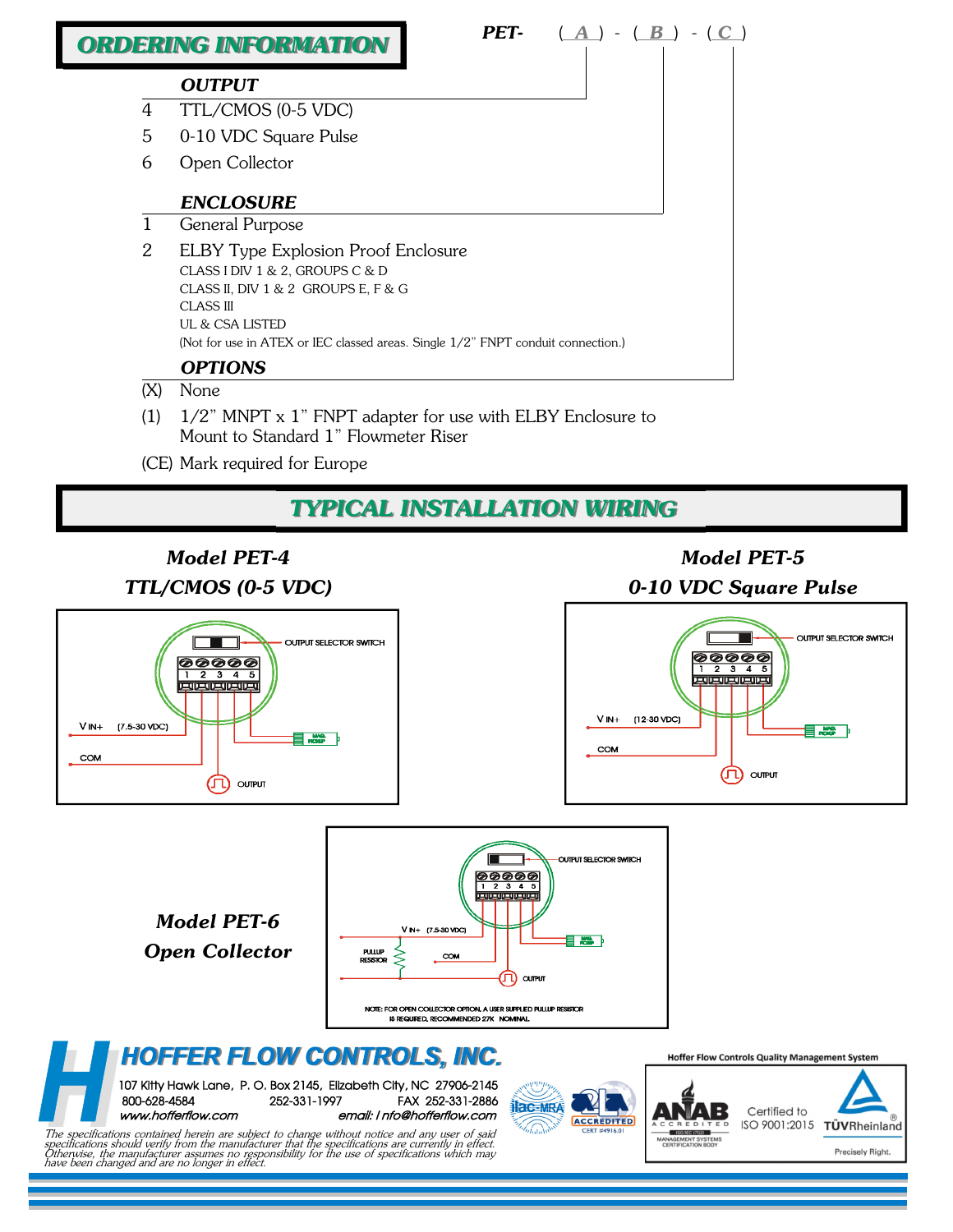## ORDERING INFORMATION

**PET-** ( A ) - ( B ) - ( C )

***OUTPUT***

4 TTL/CMOS (0-5 VDC)

5 0-10 VDC Square Pulse

6 Open Collector

***ENCLOSURE***

1 General Purpose

2 ELBY Type Explosion Proof Enclosure
CLASS I DIV 1 & 2, GROUPS C & D
CLASS II, DIV 1 & 2 GROUPS E, F & G
CLASS III
UL & CSA LISTED
(Not for use in ATEX or IEC classed areas. Single 1/2" FNPT conduit connection.)

***OPTIONS***

(X) None

(1) 1/2" MNPT x 1" FNPT adapter for use with ELBY Enclosure to Mount to Standard 1" Flowmeter Riser

(CE) Mark required for Europe

## TYPICAL INSTALLATION WIRING

***Model PET-4***
***TTL/CMOS (0-5 VDC)***

OUTPUT SELECTOR SWITCH
1 2 3 4 5
V IN+ (7.5-30 VDC)
COM
MAG. PICKUP
OUTPUT

***Model PET-5***
***0-10 VDC Square Pulse***

OUTPUT SELECTOR SWITCH
1 2 3 4 5
V IN+ (12-30 VDC)
COM
MAG. PICKUP
OUTPUT

***Model PET-6***
***Open Collector***

OUTPUT SELECTOR SWITCH
1 2 3 4 5
V IN+ (7.5-30 VDC)
PULLUP RESISTOR
COM
MAG. PICKUP
OUTPUT

NOTE: FOR OPEN COLLECTOR OPTION, A USER SUPPLIED PULLUP RESISTOR IS REQUIRED, RECOMMENDED 27K NOMINAL.

**HOFFER FLOW CONTROLS, INC.**

107 Kitty Hawk Lane, P. O. Box 2145, Elizabeth City, NC 27906-2145
800-628-4584 252-331-1997 FAX 252-331-2886
www.hofferflow.com email: info@hofferflow.com

*The specifications contained herein are subject to change without notice and any user of said specifications should verify from the manufacturer that the specifications are currently in effect. Otherwise, the manufacturer assumes no responsibility for the use of specifications which may have been changed and are no longer in effect.*

ilac-MRA A2LA ACCREDITED CERT #4916.01

Hoffer Flow Controls Quality Management System

ANAB ACCREDITED ISO/IEC 17021 MANAGEMENT SYSTEMS CERTIFICATION BODY

Certified to ISO 9001:2015

TÜVRheinland® Precisely Right.